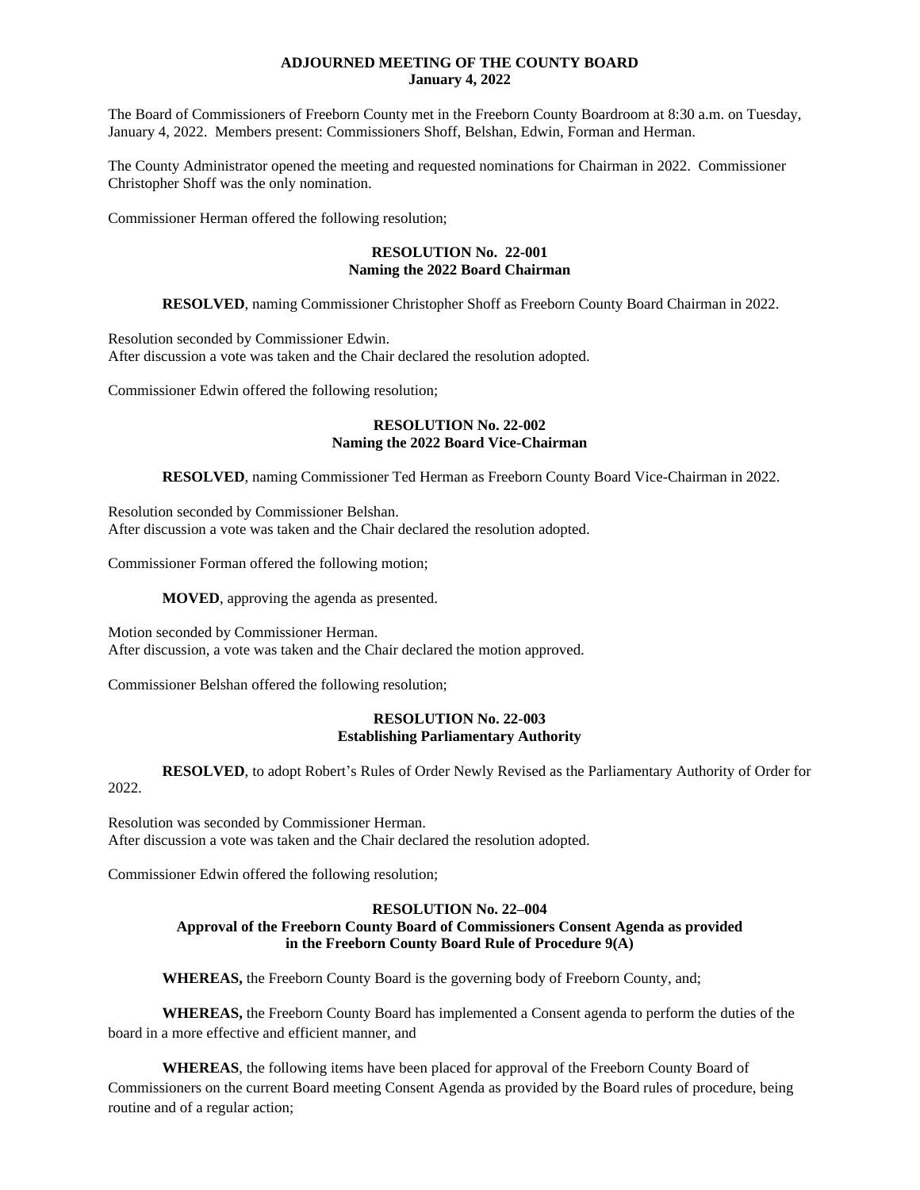**ADJOURNED MEETING OF THE COUNTY BOARD**
**January 4, 2022**

The Board of Commissioners of Freeborn County met in the Freeborn County Boardroom at 8:30 a.m. on Tuesday, January 4, 2022. Members present: Commissioners Shoff, Belshan, Edwin, Forman and Herman.

The County Administrator opened the meeting and requested nominations for Chairman in 2022. Commissioner Christopher Shoff was the only nomination.

Commissioner Herman offered the following resolution;

**RESOLUTION No. 22-001**
**Naming the 2022 Board Chairman**

**RESOLVED**, naming Commissioner Christopher Shoff as Freeborn County Board Chairman in 2022.

Resolution seconded by Commissioner Edwin.
After discussion a vote was taken and the Chair declared the resolution adopted.

Commissioner Edwin offered the following resolution;

**RESOLUTION No. 22-002**
**Naming the 2022 Board Vice-Chairman**

**RESOLVED**, naming Commissioner Ted Herman as Freeborn County Board Vice-Chairman in 2022.

Resolution seconded by Commissioner Belshan.
After discussion a vote was taken and the Chair declared the resolution adopted.

Commissioner Forman offered the following motion;

**MOVED**, approving the agenda as presented.

Motion seconded by Commissioner Herman.
After discussion, a vote was taken and the Chair declared the motion approved.

Commissioner Belshan offered the following resolution;

**RESOLUTION No. 22-003**
**Establishing Parliamentary Authority**

**RESOLVED**, to adopt Robert's Rules of Order Newly Revised as the Parliamentary Authority of Order for 2022.

Resolution was seconded by Commissioner Herman.
After discussion a vote was taken and the Chair declared the resolution adopted.

Commissioner Edwin offered the following resolution;

**RESOLUTION No. 22–004**
**Approval of the Freeborn County Board of Commissioners Consent Agenda as provided in the Freeborn County Board Rule of Procedure 9(A)**

**WHEREAS,** the Freeborn County Board is the governing body of Freeborn County, and;

**WHEREAS,** the Freeborn County Board has implemented a Consent agenda to perform the duties of the board in a more effective and efficient manner, and

**WHEREAS**, the following items have been placed for approval of the Freeborn County Board of Commissioners on the current Board meeting Consent Agenda as provided by the Board rules of procedure, being routine and of a regular action;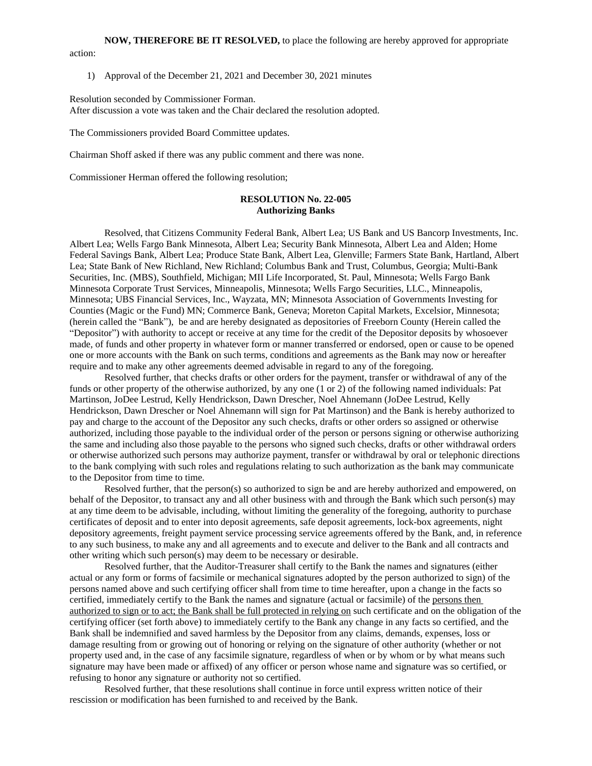**NOW, THEREFORE BE IT RESOLVED,** to place the following are hereby approved for appropriate action:

1) Approval of the December 21, 2021 and December 30, 2021 minutes

Resolution seconded by Commissioner Forman.
After discussion a vote was taken and the Chair declared the resolution adopted.

The Commissioners provided Board Committee updates.

Chairman Shoff asked if there was any public comment and there was none.

Commissioner Herman offered the following resolution;

**RESOLUTION No. 22-005**
**Authorizing Banks**

Resolved, that Citizens Community Federal Bank, Albert Lea; US Bank and US Bancorp Investments, Inc. Albert Lea; Wells Fargo Bank Minnesota, Albert Lea; Security Bank Minnesota, Albert Lea and Alden; Home Federal Savings Bank, Albert Lea; Produce State Bank, Albert Lea, Glenville; Farmers State Bank, Hartland, Albert Lea; State Bank of New Richland, New Richland; Columbus Bank and Trust, Columbus, Georgia; Multi-Bank Securities, Inc. (MBS), Southfield, Michigan; MII Life Incorporated, St. Paul, Minnesota; Wells Fargo Bank Minnesota Corporate Trust Services, Minneapolis, Minnesota; Wells Fargo Securities, LLC., Minneapolis, Minnesota; UBS Financial Services, Inc., Wayzata, MN; Minnesota Association of Governments Investing for Counties (Magic or the Fund) MN; Commerce Bank, Geneva; Moreton Capital Markets, Excelsior, Minnesota; (herein called the "Bank"), be and are hereby designated as depositories of Freeborn County (Herein called the "Depositor") with authority to accept or receive at any time for the credit of the Depositor deposits by whosoever made, of funds and other property in whatever form or manner transferred or endorsed, open or cause to be opened one or more accounts with the Bank on such terms, conditions and agreements as the Bank may now or hereafter require and to make any other agreements deemed advisable in regard to any of the foregoing.

Resolved further, that checks drafts or other orders for the payment, transfer or withdrawal of any of the funds or other property of the otherwise authorized, by any one (1 or 2) of the following named individuals: Pat Martinson, JoDee Lestrud, Kelly Hendrickson, Dawn Drescher, Noel Ahnemann (JoDee Lestrud, Kelly Hendrickson, Dawn Drescher or Noel Ahnemann will sign for Pat Martinson) and the Bank is hereby authorized to pay and charge to the account of the Depositor any such checks, drafts or other orders so assigned or otherwise authorized, including those payable to the individual order of the person or persons signing or otherwise authorizing the same and including also those payable to the persons who signed such checks, drafts or other withdrawal orders or otherwise authorized such persons may authorize payment, transfer or withdrawal by oral or telephonic directions to the bank complying with such roles and regulations relating to such authorization as the bank may communicate to the Depositor from time to time.

Resolved further, that the person(s) so authorized to sign be and are hereby authorized and empowered, on behalf of the Depositor, to transact any and all other business with and through the Bank which such person(s) may at any time deem to be advisable, including, without limiting the generality of the foregoing, authority to purchase certificates of deposit and to enter into deposit agreements, safe deposit agreements, lock-box agreements, night depository agreements, freight payment service processing service agreements offered by the Bank, and, in reference to any such business, to make any and all agreements and to execute and deliver to the Bank and all contracts and other writing which such person(s) may deem to be necessary or desirable.

Resolved further, that the Auditor-Treasurer shall certify to the Bank the names and signatures (either actual or any form or forms of facsimile or mechanical signatures adopted by the person authorized to sign) of the persons named above and such certifying officer shall from time to time hereafter, upon a change in the facts so certified, immediately certify to the Bank the names and signature (actual or facsimile) of the persons then authorized to sign or to act; the Bank shall be full protected in relying on such certificate and on the obligation of the certifying officer (set forth above) to immediately certify to the Bank any change in any facts so certified, and the Bank shall be indemnified and saved harmless by the Depositor from any claims, demands, expenses, loss or damage resulting from or growing out of honoring or relying on the signature of other authority (whether or not property used and, in the case of any facsimile signature, regardless of when or by whom or by what means such signature may have been made or affixed) of any officer or person whose name and signature was so certified, or refusing to honor any signature or authority not so certified.

Resolved further, that these resolutions shall continue in force until express written notice of their rescission or modification has been furnished to and received by the Bank.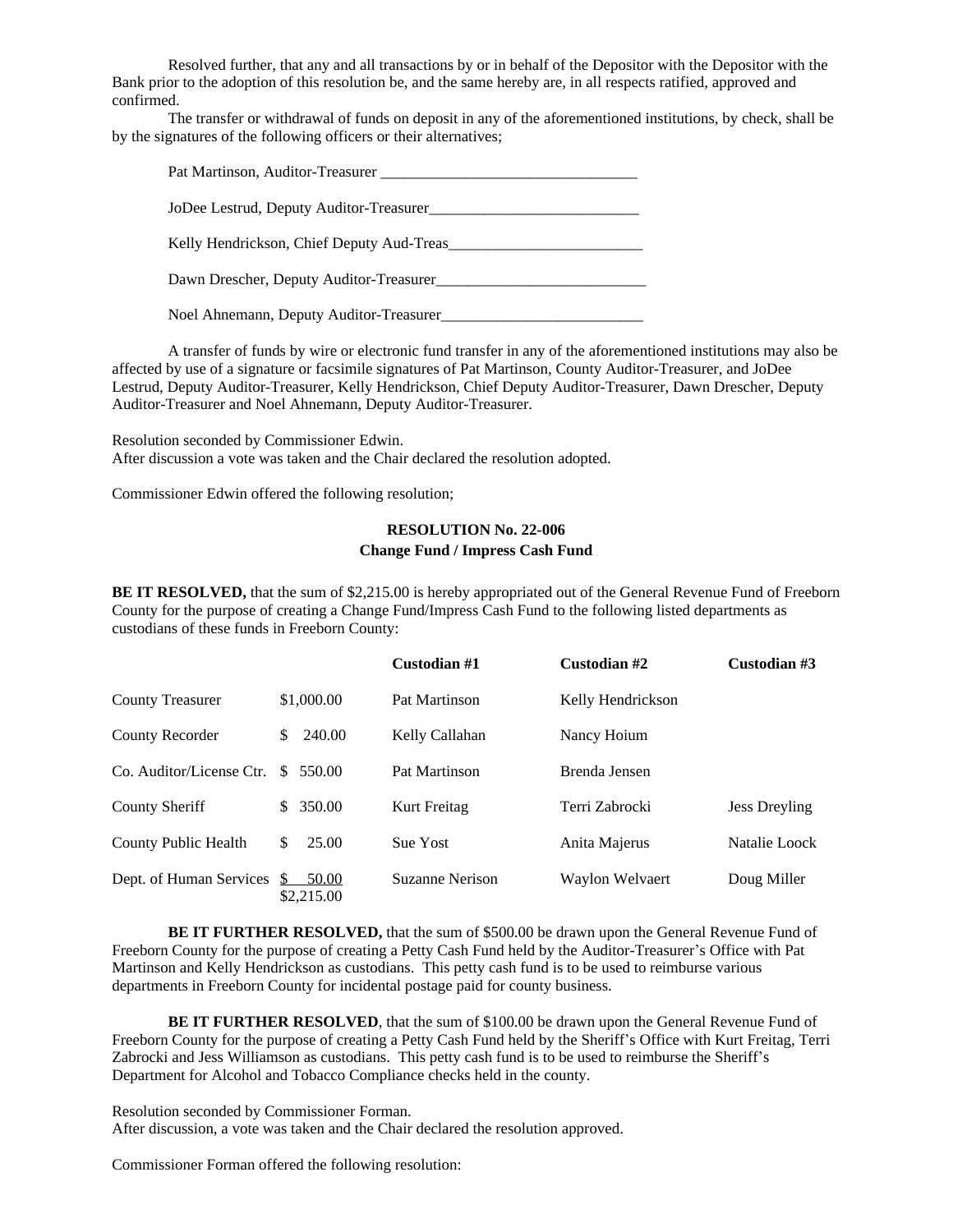Resolved further, that any and all transactions by or in behalf of the Depositor with the Depositor with the Bank prior to the adoption of this resolution be, and the same hereby are, in all respects ratified, approved and confirmed.

The transfer or withdrawal of funds on deposit in any of the aforementioned institutions, by check, shall be by the signatures of the following officers or their alternatives;

Pat Martinson, Auditor-Treasurer ________________________________

JoDee Lestrud, Deputy Auditor-Treasurer___________________________

Kelly Hendrickson, Chief Deputy Aud-Treas_________________________

Dawn Drescher, Deputy Auditor-Treasurer___________________________

Noel Ahnemann, Deputy Auditor-Treasurer__________________________

A transfer of funds by wire or electronic fund transfer in any of the aforementioned institutions may also be affected by use of a signature or facsimile signatures of Pat Martinson, County Auditor-Treasurer, and JoDee Lestrud, Deputy Auditor-Treasurer, Kelly Hendrickson, Chief Deputy Auditor-Treasurer, Dawn Drescher, Deputy Auditor-Treasurer and Noel Ahnemann, Deputy Auditor-Treasurer.

Resolution seconded by Commissioner Edwin.
After discussion a vote was taken and the Chair declared the resolution adopted.

Commissioner Edwin offered the following resolution;

**RESOLUTION No. 22-006**
**Change Fund / Impress Cash Fund**

**BE IT RESOLVED,** that the sum of $2,215.00 is hereby appropriated out of the General Revenue Fund of Freeborn County for the purpose of creating a Change Fund/Impress Cash Fund to the following listed departments as custodians of these funds in Freeborn County:

| | | **Custodian #1** | **Custodian #2** | **Custodian #3** |
|---|---|---|---|---|
| County Treasurer | $1,000.00 | Pat Martinson | Kelly Hendrickson | |
| County Recorder | $ 240.00 | Kelly Callahan | Nancy Hoium | |
| Co. Auditor/License Ctr. | $ 550.00 | Pat Martinson | Brenda Jensen | |
| County Sheriff | $ 350.00 | Kurt Freitag | Terri Zabrocki | Jess Dreyling |
| County Public Health | $ 25.00 | Sue Yost | Anita Majerus | Natalie Loock |
| Dept. of Human Services | $ 50.00 | Suzanne Nerison | Waylon Welvaert | Doug Miller |
| | $2,215.00 | | | |

**BE IT FURTHER RESOLVED,** that the sum of $500.00 be drawn upon the General Revenue Fund of Freeborn County for the purpose of creating a Petty Cash Fund held by the Auditor-Treasurer's Office with Pat Martinson and Kelly Hendrickson as custodians. This petty cash fund is to be used to reimburse various departments in Freeborn County for incidental postage paid for county business.

**BE IT FURTHER RESOLVED**, that the sum of $100.00 be drawn upon the General Revenue Fund of Freeborn County for the purpose of creating a Petty Cash Fund held by the Sheriff's Office with Kurt Freitag, Terri Zabrocki and Jess Williamson as custodians. This petty cash fund is to be used to reimburse the Sheriff's Department for Alcohol and Tobacco Compliance checks held in the county.

Resolution seconded by Commissioner Forman.
After discussion, a vote was taken and the Chair declared the resolution approved.

Commissioner Forman offered the following resolution: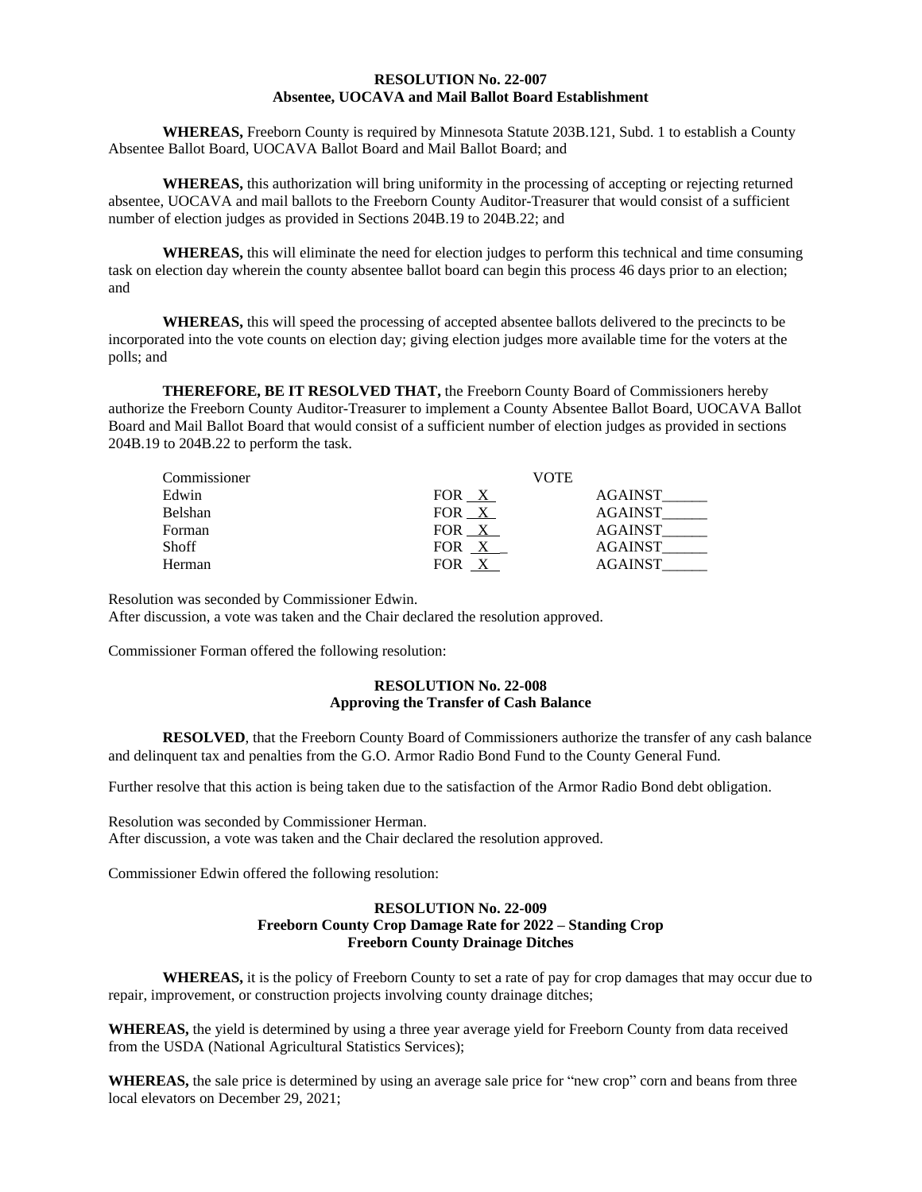**RESOLUTION No. 22-007**
**Absentee, UOCAVA and Mail Ballot Board Establishment**

**WHEREAS,** Freeborn County is required by Minnesota Statute 203B.121, Subd. 1 to establish a County Absentee Ballot Board, UOCAVA Ballot Board and Mail Ballot Board; and

**WHEREAS,** this authorization will bring uniformity in the processing of accepting or rejecting returned absentee, UOCAVA and mail ballots to the Freeborn County Auditor-Treasurer that would consist of a sufficient number of election judges as provided in Sections 204B.19 to 204B.22; and

**WHEREAS,** this will eliminate the need for election judges to perform this technical and time consuming task on election day wherein the county absentee ballot board can begin this process 46 days prior to an election; and

**WHEREAS,** this will speed the processing of accepted absentee ballots delivered to the precincts to be incorporated into the vote counts on election day; giving election judges more available time for the voters at the polls; and

**THEREFORE, BE IT RESOLVED THAT,** the Freeborn County Board of Commissioners hereby authorize the Freeborn County Auditor-Treasurer to implement a County Absentee Ballot Board, UOCAVA Ballot Board and Mail Ballot Board that would consist of a sufficient number of election judges as provided in sections 204B.19 to 204B.22 to perform the task.

| Commissioner | VOTE | |
|---|---|---|
| Edwin | FOR X | AGAINST |
| Belshan | FOR X | AGAINST |
| Forman | FOR X | AGAINST |
| Shoff | FOR X | AGAINST |
| Herman | FOR X | AGAINST |

Resolution was seconded by Commissioner Edwin.
After discussion, a vote was taken and the Chair declared the resolution approved.

Commissioner Forman offered the following resolution:

**RESOLUTION No. 22-008**
**Approving the Transfer of Cash Balance**

**RESOLVED**, that the Freeborn County Board of Commissioners authorize the transfer of any cash balance and delinquent tax and penalties from the G.O. Armor Radio Bond Fund to the County General Fund.

Further resolve that this action is being taken due to the satisfaction of the Armor Radio Bond debt obligation.

Resolution was seconded by Commissioner Herman.
After discussion, a vote was taken and the Chair declared the resolution approved.

Commissioner Edwin offered the following resolution:

**RESOLUTION No. 22-009**
**Freeborn County Crop Damage Rate for 2022 – Standing Crop**
**Freeborn County Drainage Ditches**

**WHEREAS,** it is the policy of Freeborn County to set a rate of pay for crop damages that may occur due to repair, improvement, or construction projects involving county drainage ditches;

**WHEREAS,** the yield is determined by using a three year average yield for Freeborn County from data received from the USDA (National Agricultural Statistics Services);

**WHEREAS,** the sale price is determined by using an average sale price for "new crop" corn and beans from three local elevators on December 29, 2021;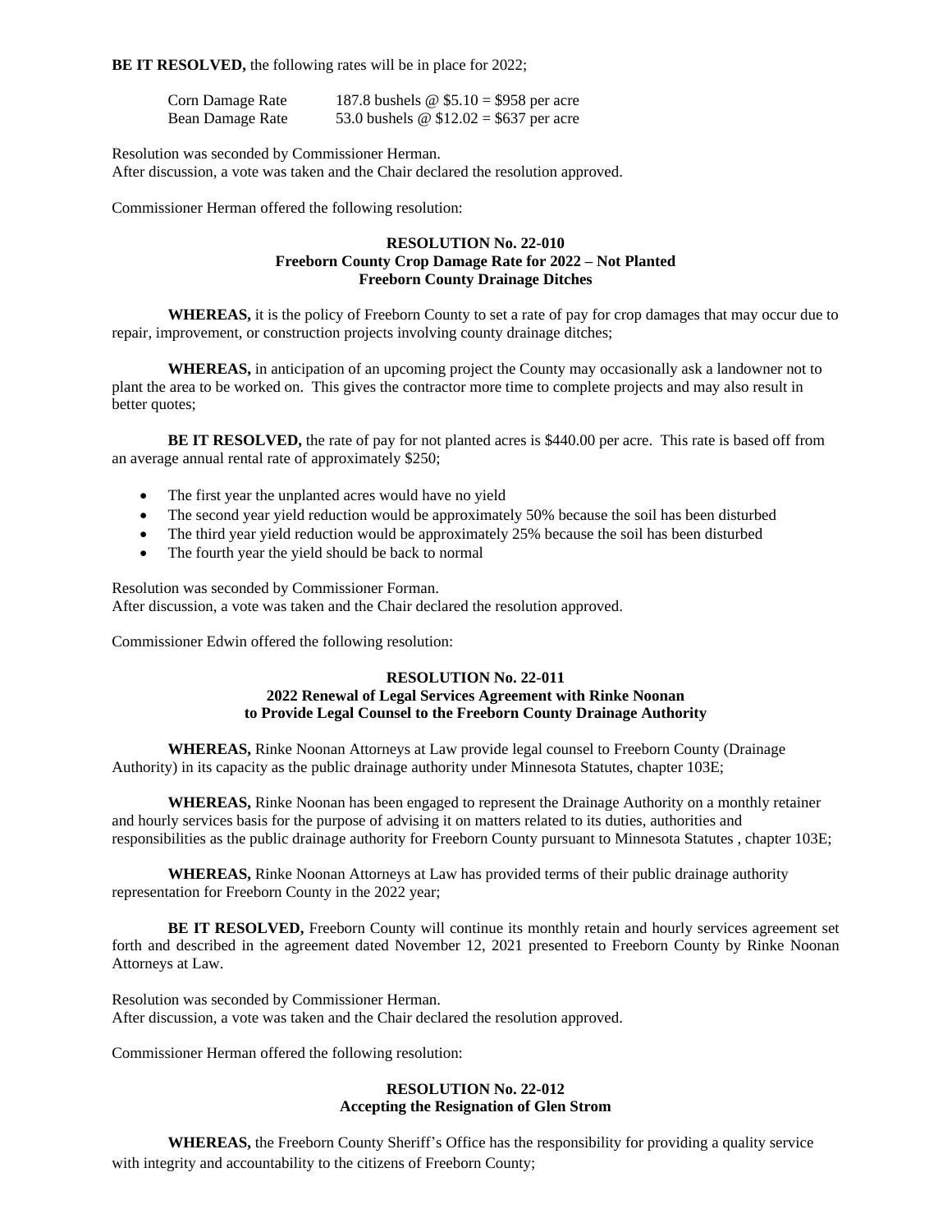**BE IT RESOLVED,** the following rates will be in place for 2022;

| | |
|---|---|
| Corn Damage Rate | 187.8 bushels @ $5.10 = $958 per acre |
| Bean Damage Rate | 53.0 bushels @ $12.02 = $637 per acre |

Resolution was seconded by Commissioner Herman.
After discussion, a vote was taken and the Chair declared the resolution approved.

Commissioner Herman offered the following resolution:

**RESOLUTION No. 22-010**
**Freeborn County Crop Damage Rate for 2022 – Not Planted**
**Freeborn County Drainage Ditches**

**WHEREAS,** it is the policy of Freeborn County to set a rate of pay for crop damages that may occur due to repair, improvement, or construction projects involving county drainage ditches;

**WHEREAS,** in anticipation of an upcoming project the County may occasionally ask a landowner not to plant the area to be worked on. This gives the contractor more time to complete projects and may also result in better quotes;

**BE IT RESOLVED,** the rate of pay for not planted acres is $440.00 per acre. This rate is based off from an average annual rental rate of approximately $250;

- The first year the unplanted acres would have no yield
- The second year yield reduction would be approximately 50% because the soil has been disturbed
- The third year yield reduction would be approximately 25% because the soil has been disturbed
- The fourth year the yield should be back to normal

Resolution was seconded by Commissioner Forman.
After discussion, a vote was taken and the Chair declared the resolution approved.

Commissioner Edwin offered the following resolution:

**RESOLUTION No. 22-011**
**2022 Renewal of Legal Services Agreement with Rinke Noonan**
**to Provide Legal Counsel to the Freeborn County Drainage Authority**

**WHEREAS,** Rinke Noonan Attorneys at Law provide legal counsel to Freeborn County (Drainage Authority) in its capacity as the public drainage authority under Minnesota Statutes, chapter 103E;

**WHEREAS,** Rinke Noonan has been engaged to represent the Drainage Authority on a monthly retainer and hourly services basis for the purpose of advising it on matters related to its duties, authorities and responsibilities as the public drainage authority for Freeborn County pursuant to Minnesota Statutes , chapter 103E;

**WHEREAS,** Rinke Noonan Attorneys at Law has provided terms of their public drainage authority representation for Freeborn County in the 2022 year;

**BE IT RESOLVED,** Freeborn County will continue its monthly retain and hourly services agreement set forth and described in the agreement dated November 12, 2021 presented to Freeborn County by Rinke Noonan Attorneys at Law.

Resolution was seconded by Commissioner Herman.
After discussion, a vote was taken and the Chair declared the resolution approved.

Commissioner Herman offered the following resolution:

**RESOLUTION No. 22-012**
**Accepting the Resignation of Glen Strom**

**WHEREAS,** the Freeborn County Sheriff's Office has the responsibility for providing a quality service with integrity and accountability to the citizens of Freeborn County;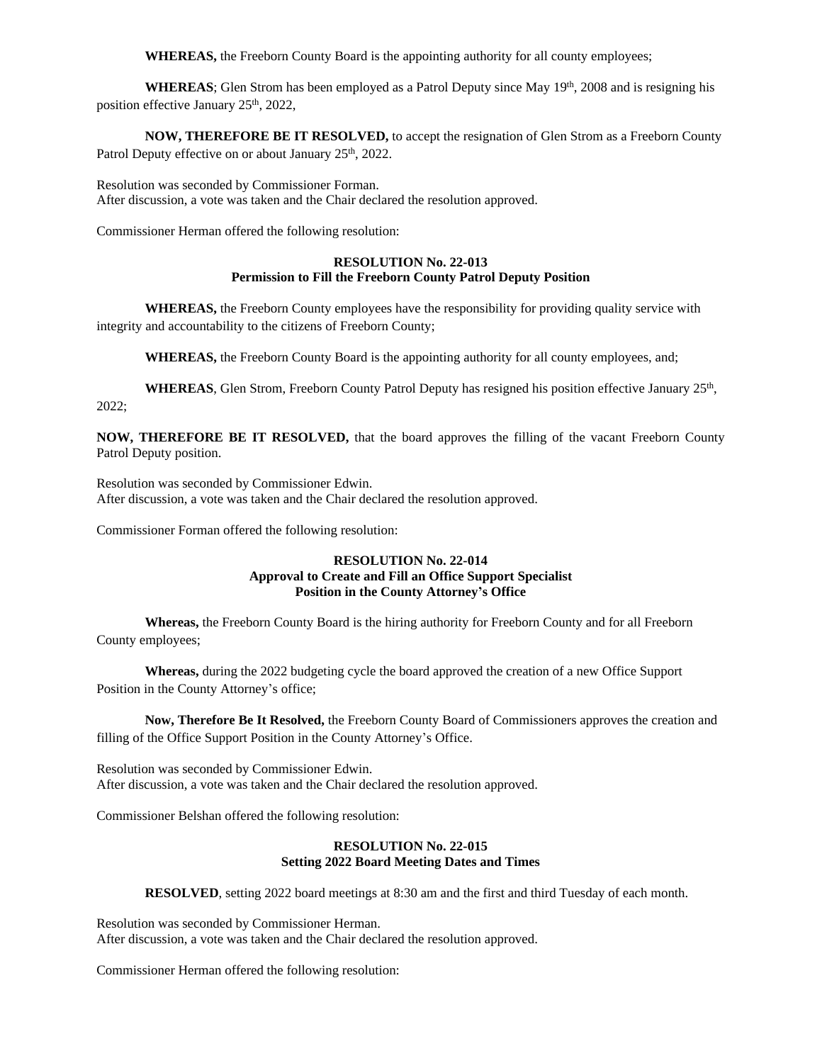**WHEREAS,** the Freeborn County Board is the appointing authority for all county employees;

**WHEREAS**; Glen Strom has been employed as a Patrol Deputy since May 19th, 2008 and is resigning his position effective January 25th, 2022,

**NOW, THEREFORE BE IT RESOLVED,** to accept the resignation of Glen Strom as a Freeborn County Patrol Deputy effective on or about January 25th, 2022.

Resolution was seconded by Commissioner Forman.
After discussion, a vote was taken and the Chair declared the resolution approved.

Commissioner Herman offered the following resolution:

**RESOLUTION No. 22-013**
**Permission to Fill the Freeborn County Patrol Deputy Position**

**WHEREAS,** the Freeborn County employees have the responsibility for providing quality service with integrity and accountability to the citizens of Freeborn County;

**WHEREAS,** the Freeborn County Board is the appointing authority for all county employees, and;

**WHEREAS**, Glen Strom, Freeborn County Patrol Deputy has resigned his position effective January 25th, 2022;

**NOW, THEREFORE BE IT RESOLVED,** that the board approves the filling of the vacant Freeborn County Patrol Deputy position.

Resolution was seconded by Commissioner Edwin.
After discussion, a vote was taken and the Chair declared the resolution approved.

Commissioner Forman offered the following resolution:

**RESOLUTION No. 22-014**
**Approval to Create and Fill an Office Support Specialist Position in the County Attorney's Office**

**Whereas,** the Freeborn County Board is the hiring authority for Freeborn County and for all Freeborn County employees;

**Whereas,** during the 2022 budgeting cycle the board approved the creation of a new Office Support Position in the County Attorney's office;

**Now, Therefore Be It Resolved,** the Freeborn County Board of Commissioners approves the creation and filling of the Office Support Position in the County Attorney's Office.

Resolution was seconded by Commissioner Edwin.
After discussion, a vote was taken and the Chair declared the resolution approved.

Commissioner Belshan offered the following resolution:

**RESOLUTION No. 22-015**
**Setting 2022 Board Meeting Dates and Times**

**RESOLVED**, setting 2022 board meetings at 8:30 am and the first and third Tuesday of each month.

Resolution was seconded by Commissioner Herman.
After discussion, a vote was taken and the Chair declared the resolution approved.

Commissioner Herman offered the following resolution: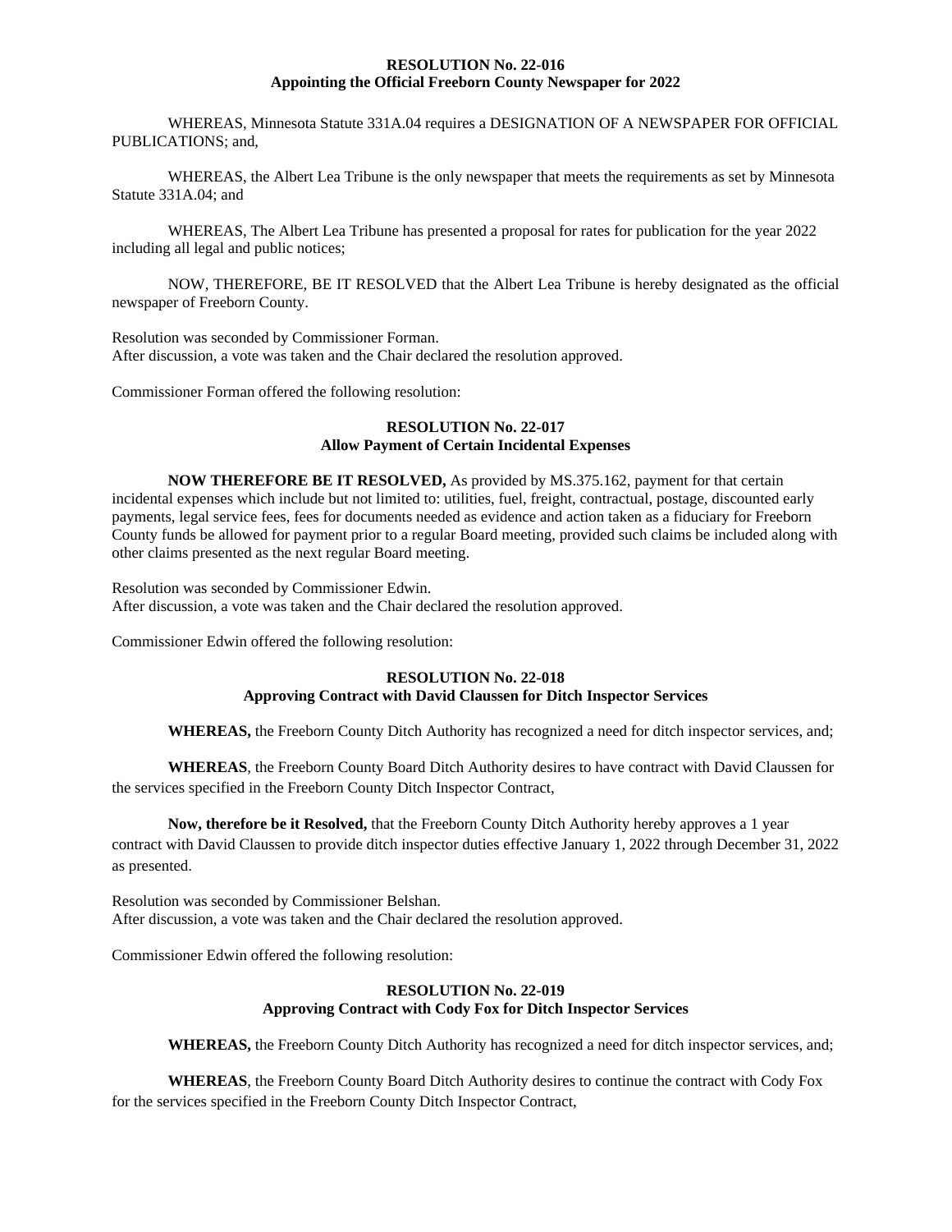**RESOLUTION No. 22-016**
**Appointing the Official Freeborn County Newspaper for 2022**

WHEREAS, Minnesota Statute 331A.04 requires a DESIGNATION OF A NEWSPAPER FOR OFFICIAL PUBLICATIONS; and,

WHEREAS, the Albert Lea Tribune is the only newspaper that meets the requirements as set by Minnesota Statute 331A.04; and

WHEREAS, The Albert Lea Tribune has presented a proposal for rates for publication for the year 2022 including all legal and public notices;

NOW, THEREFORE, BE IT RESOLVED that the Albert Lea Tribune is hereby designated as the official newspaper of Freeborn County.

Resolution was seconded by Commissioner Forman.
After discussion, a vote was taken and the Chair declared the resolution approved.

Commissioner Forman offered the following resolution:

**RESOLUTION No. 22-017**
**Allow Payment of Certain Incidental Expenses**

**NOW THEREFORE BE IT RESOLVED,** As provided by MS.375.162, payment for that certain incidental expenses which include but not limited to: utilities, fuel, freight, contractual, postage, discounted early payments, legal service fees, fees for documents needed as evidence and action taken as a fiduciary for Freeborn County funds be allowed for payment prior to a regular Board meeting, provided such claims be included along with other claims presented as the next regular Board meeting.

Resolution was seconded by Commissioner Edwin.
After discussion, a vote was taken and the Chair declared the resolution approved.

Commissioner Edwin offered the following resolution:

**RESOLUTION No. 22-018**
**Approving Contract with David Claussen for Ditch Inspector Services**

**WHEREAS,** the Freeborn County Ditch Authority has recognized a need for ditch inspector services, and;

**WHEREAS**, the Freeborn County Board Ditch Authority desires to have contract with David Claussen for the services specified in the Freeborn County Ditch Inspector Contract,

**Now, therefore be it Resolved,** that the Freeborn County Ditch Authority hereby approves a 1 year contract with David Claussen to provide ditch inspector duties effective January 1, 2022 through December 31, 2022 as presented.

Resolution was seconded by Commissioner Belshan.
After discussion, a vote was taken and the Chair declared the resolution approved.

Commissioner Edwin offered the following resolution:

**RESOLUTION No. 22-019**
**Approving Contract with Cody Fox for Ditch Inspector Services**

**WHEREAS,** the Freeborn County Ditch Authority has recognized a need for ditch inspector services, and;

**WHEREAS**, the Freeborn County Board Ditch Authority desires to continue the contract with Cody Fox for the services specified in the Freeborn County Ditch Inspector Contract,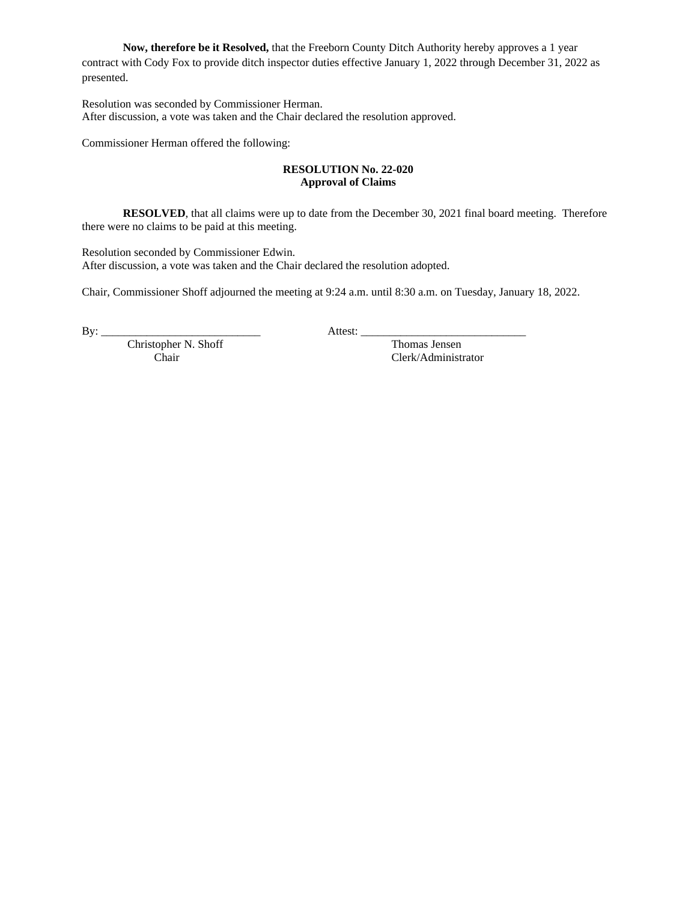**Now, therefore be it Resolved,** that the Freeborn County Ditch Authority hereby approves a 1 year contract with Cody Fox to provide ditch inspector duties effective January 1, 2022 through December 31, 2022 as presented.

Resolution was seconded by Commissioner Herman.
After discussion, a vote was taken and the Chair declared the resolution approved.

Commissioner Herman offered the following:

**RESOLUTION No. 22-020**
**Approval of Claims**

**RESOLVED**, that all claims were up to date from the December 30, 2021 final board meeting. Therefore there were no claims to be paid at this meeting.

Resolution seconded by Commissioner Edwin.
After discussion, a vote was taken and the Chair declared the resolution adopted.

Chair, Commissioner Shoff adjourned the meeting at 9:24 a.m. until 8:30 a.m. on Tuesday, January 18, 2022.

By: ____________________________
Christopher N. Shoff
Chair

Attest: _____________________________
Thomas Jensen
Clerk/Administrator